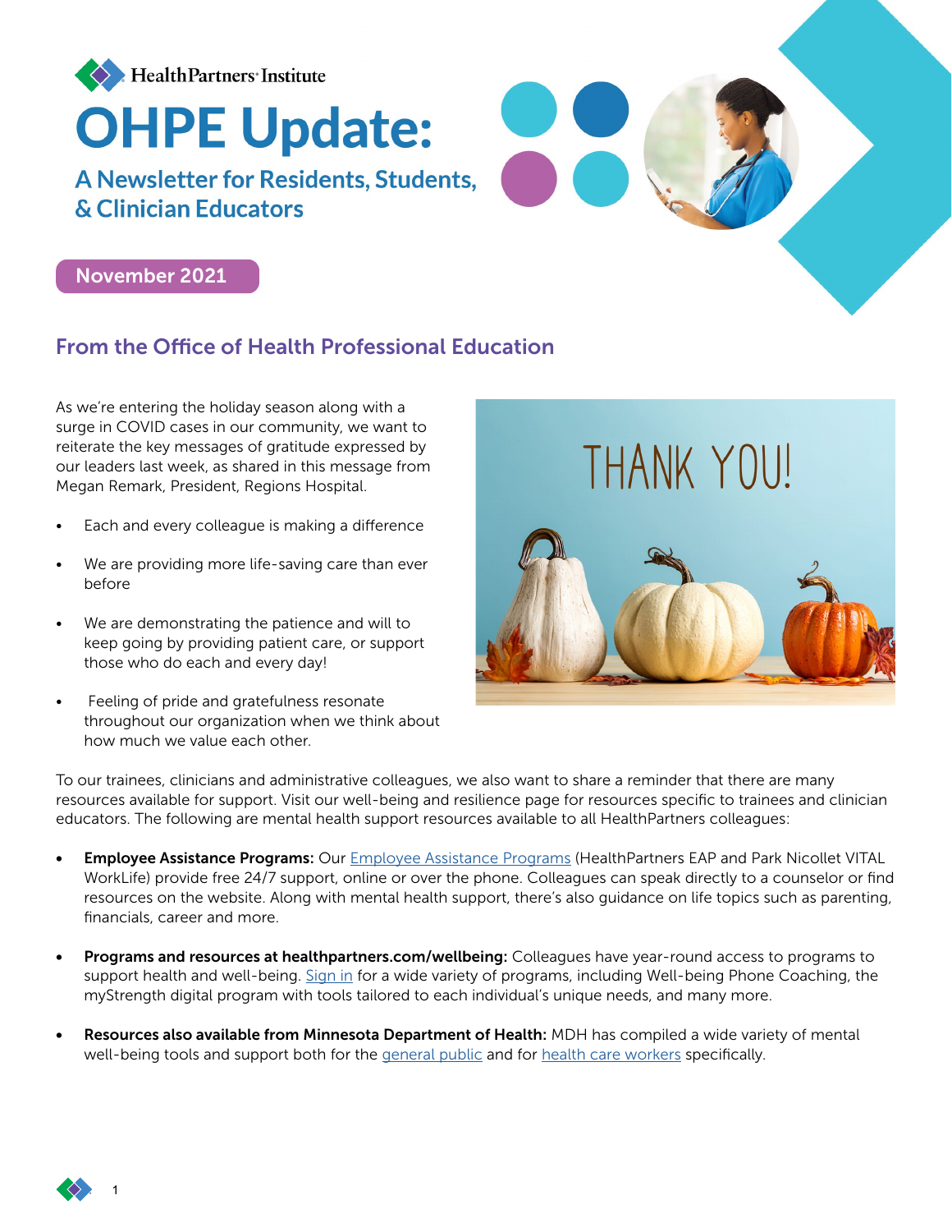HealthPartners Institute

# OHPE Update:

## A Newsletter for Residents, Students, & Clinician Educators

November 2021

## From the Office of Health Professional Education

As we're entering the holiday season along with a surge in COVID cases in our community, we want to reiterate the key messages of gratitude expressed by our leaders last week, as shared in this message from Megan Remark, President, Regions Hospital.

- Each and every colleague is making a difference
- We are providing more life-saving care than ever before
- We are demonstrating the patience and will to keep going by providing patient care, or support those who do each and every day!
- Feeling of pride and gratefulness resonate throughout our organization when we think about how much we value each other.

To our trainees, clinicians and administrative colleagues, we also want to share a reminder that there are many resources available for support. Visit our well-being and resilience page for resources specific to trainees and clinician educators. The following are mental health support resources available to all HealthPartners colleagues:

- **Employee Assistance Programs:** Our Employee Assistance Programs (HealthPartners EAP and Park Nicollet VITAL WorkLife) provide free 24/7 support, online or over the phone. Colleagues can speak directly to a counselor or find resources on the website. Along with mental health support, there's also guidance on life topics such as parenting, financials, career and more.
- **Programs and resources at healthpartners.com/wellbeing:** Colleagues have year-round access to programs to support health and well-being. Sign in for a wide variety of programs, including Well-being Phone Coaching, the myStrength digital program with tools tailored to each individual's unique needs, and many more.
- **Resources also available from Minnesota Department of Health:** MDH has compiled a wide variety of mental well-being tools and support both for the general public and for health care workers specifically.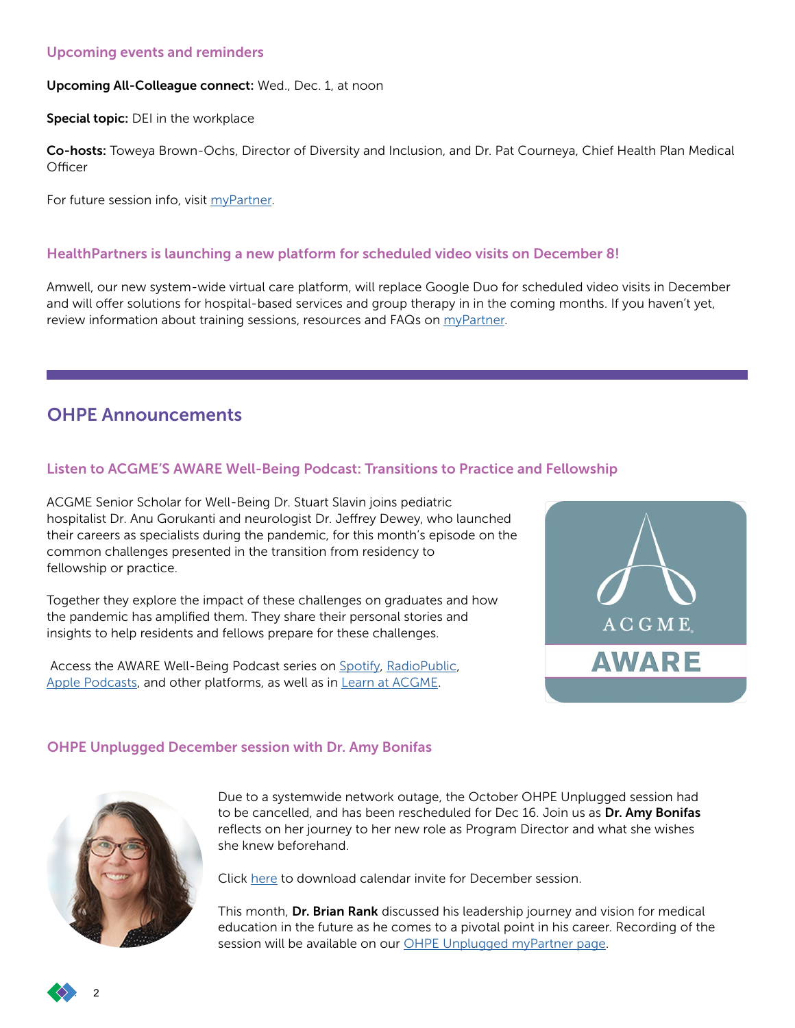### Upcoming events and reminders

**Upcoming All-Colleague connect:** Wed., Dec. 1, at noon

**Special topic:** DEI in the workplace

**Co-hosts:** Toweya Brown-Ochs, Director of Diversity and Inclusion, and Dr. Pat Courneya, Chief Health Plan Medical Officer

For future session info, visit myPartner.

### HealthPartners is launching a new platform for scheduled video visits on December 8!

Amwell, our new system-wide virtual care platform, will replace Google Duo for scheduled video visits in December and will offer solutions for hospital-based services and group therapy in in the coming months. If you haven't yet, review information about training sessions, resources and FAQs on myPartner.

## OHPE Announcements

### Listen to ACGME'S AWARE Well-Being Podcast: Transitions to Practice and Fellowship

ACGME Senior Scholar for Well-Being Dr. Stuart Slavin joins pediatric hospitalist Dr. Anu Gorukanti and neurologist Dr. Jeffrey Dewey, who launched their careers as specialists during the pandemic, for this month's episode on the common challenges presented in the transition from residency to fellowship or practice.

Together they explore the impact of these challenges on graduates and how the pandemic has amplified them. They share their personal stories and insights to help residents and fellows prepare for these challenges.

Access the AWARE Well-Being Podcast series on Spotify, RadioPublic, Apple Podcasts, and other platforms, as well as in Learn at ACGME.

### OHPE Unplugged December session with Dr. Amy Bonifas

Due to a systemwide network outage, the October OHPE Unplugged session had to be cancelled, and has been rescheduled for Dec 16. Join us as **Dr. Amy Bonifas** reflects on her journey to her new role as Program Director and what she wishes she knew beforehand.

Click here to download calendar invite for December session.

This month, **Dr. Brian Rank** discussed his leadership journey and vision for medical education in the future as he comes to a pivotal point in his career. Recording of the session will be available on our OHPE Unplugged myPartner page.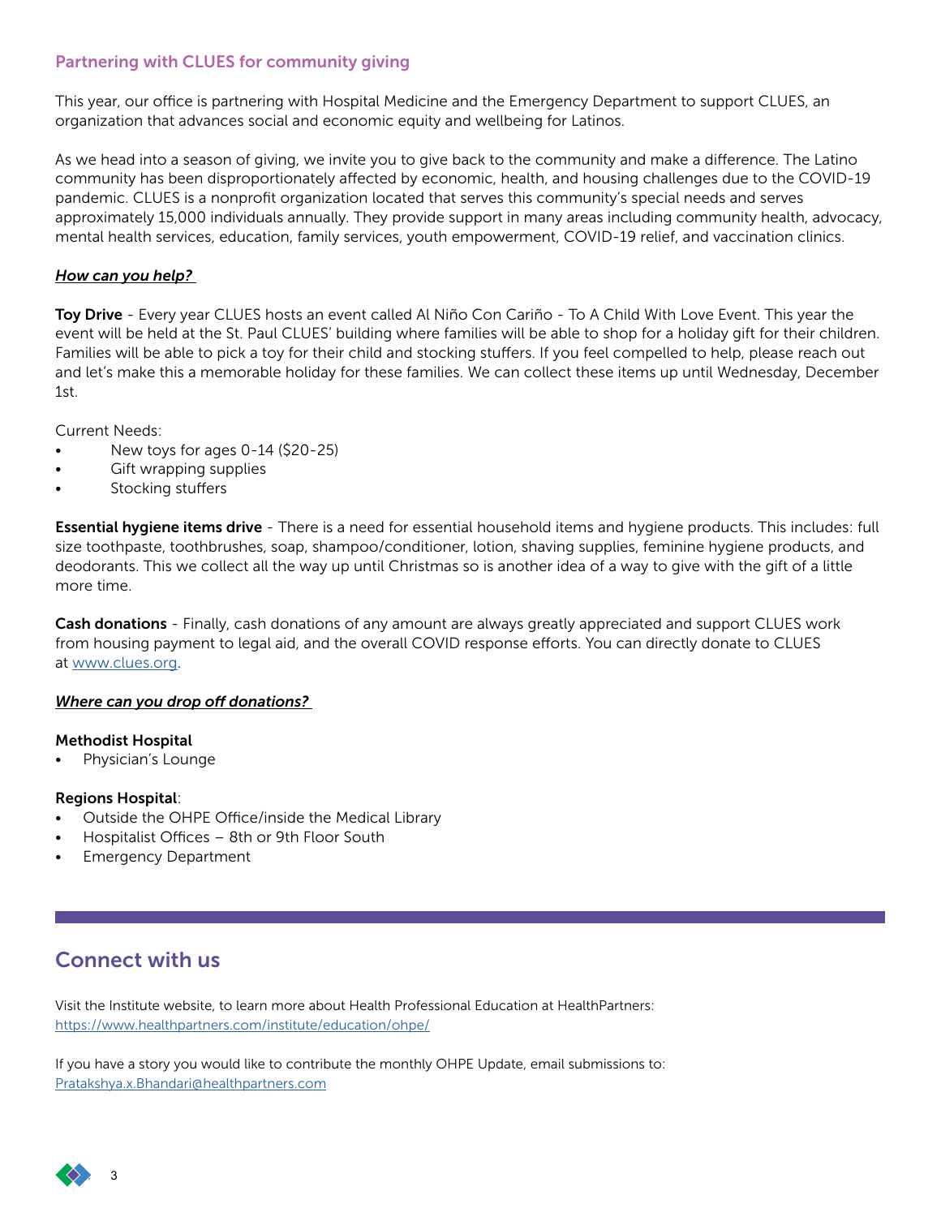## Partnering with CLUES for community giving

This year, our office is partnering with Hospital Medicine and the Emergency Department to support CLUES, an organization that advances social and economic equity and wellbeing for Latinos.

As we head into a season of giving, we invite you to give back to the community and make a difference. The Latino community has been disproportionately affected by economic, health, and housing challenges due to the COVID-19 pandemic. CLUES is a nonprofit organization located that serves this community's special needs and serves approximately 15,000 individuals annually. They provide support in many areas including community health, advocacy, mental health services, education, family services, youth empowerment, COVID-19 relief, and vaccination clinics.

***How can you help?***

**Toy Drive** - Every year CLUES hosts an event called Al Niño Con Cariño - To A Child With Love Event. This year the event will be held at the St. Paul CLUES' building where families will be able to shop for a holiday gift for their children. Families will be able to pick a toy for their child and stocking stuffers. If you feel compelled to help, please reach out and let's make this a memorable holiday for these families. We can collect these items up until Wednesday, December 1st.

Current Needs:

- New toys for ages 0-14 ($20-25)
- Gift wrapping supplies
- Stocking stuffers

**Essential hygiene items drive** - There is a need for essential household items and hygiene products. This includes: full size toothpaste, toothbrushes, soap, shampoo/conditioner, lotion, shaving supplies, feminine hygiene products, and deodorants. This we collect all the way up until Christmas so is another idea of a way to give with the gift of a little more time.

**Cash donations** - Finally, cash donations of any amount are always greatly appreciated and support CLUES work from housing payment to legal aid, and the overall COVID response efforts. You can directly donate to CLUES at [www.clues.org](http://www.clues.org).

***Where can you drop off donations?***

**Methodist Hospital**

- Physician's Lounge

**Regions Hospital**:

- Outside the OHPE Office/inside the Medical Library
- Hospitalist Offices – 8th or 9th Floor South
- Emergency Department

## Connect with us

Visit the Institute website, to learn more about Health Professional Education at HealthPartners: [https://www.healthpartners.com/institute/education/ohpe/](https://www.healthpartners.com/institute/education/ohpe/)

If you have a story you would like to contribute the monthly OHPE Update, email submissions to: [Pratakshya.x.Bhandari@healthpartners.com](mailto:Pratakshya.x.Bhandari@healthpartners.com)